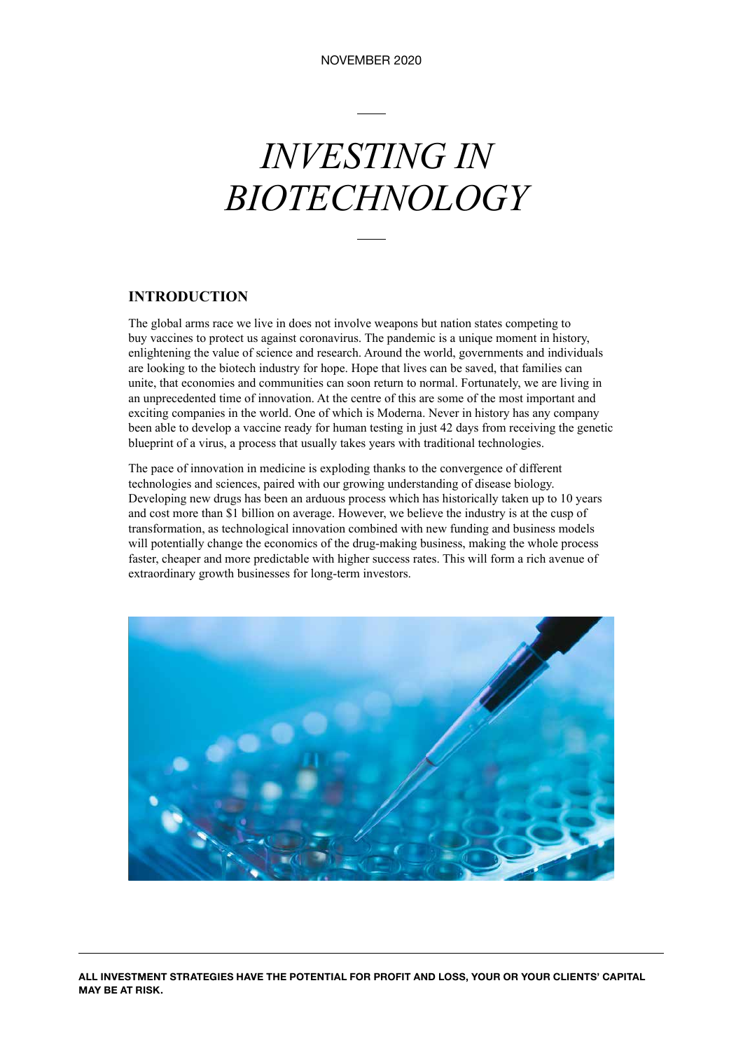NOVEMBER 2020

# *INVESTING IN BIOTECHNOLOGY*

## INTRODUCTION

The global arms race we live in does not involve weapons but nation states competing to buy vaccines to protect us against coronavirus. The pandemic is a unique moment in history, enlightening the value of science and research. Around the world, governments and individuals are looking to the biotech industry for hope. Hope that lives can be saved, that families can unite, that economies and communities can soon return to normal. Fortunately, we are living in an unprecedented time of innovation. At the centre of this are some of the most important and exciting companies in the world. One of which is Moderna. Never in history has any company been able to develop a vaccine ready for human testing in just 42 days from receiving the genetic blueprint of a virus, a process that usually takes years with traditional technologies.

The pace of innovation in medicine is exploding thanks to the convergence of different technologies and sciences, paired with our growing understanding of disease biology. Developing new drugs has been an arduous process which has historically taken up to 10 years and cost more than $1 billion on average. However, we believe the industry is at the cusp of transformation, as technological innovation combined with new funding and business models will potentially change the economics of the drug-making business, making the whole process faster, cheaper and more predictable with higher success rates. This will form a rich avenue of extraordinary growth businesses for long-term investors.

**ALL INVESTMENT STRATEGIES HAVE THE POTENTIAL FOR PROFIT AND LOSS, YOUR OR YOUR CLIENTS' CAPITAL MAY BE AT RISK.**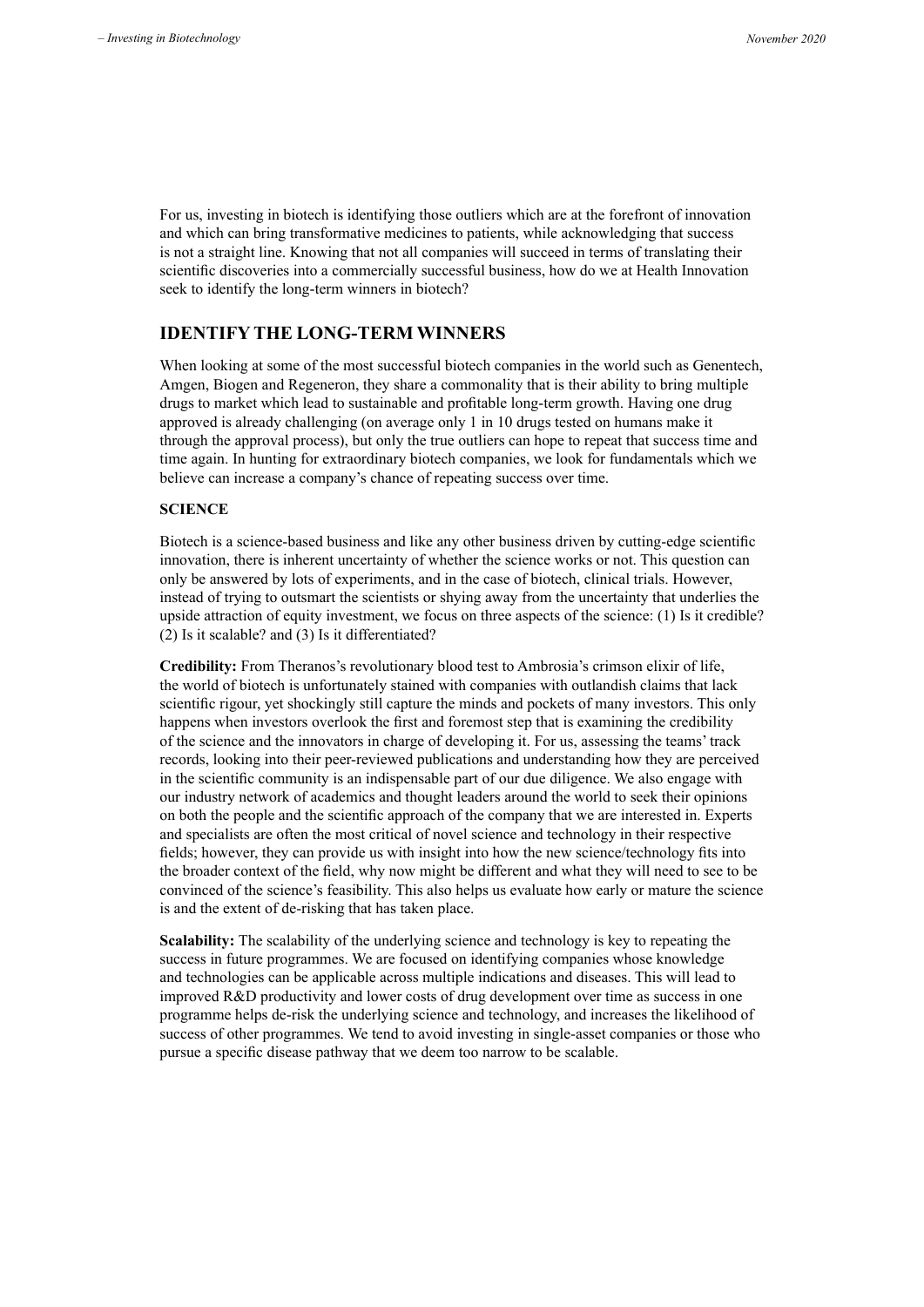For us, investing in biotech is identifying those outliers which are at the forefront of innovation and which can bring transformative medicines to patients, while acknowledging that success is not a straight line. Knowing that not all companies will succeed in terms of translating their scientific discoveries into a commercially successful business, how do we at Health Innovation seek to identify the long-term winners in biotech?

## IDENTIFY THE LONG-TERM WINNERS

When looking at some of the most successful biotech companies in the world such as Genentech, Amgen, Biogen and Regeneron, they share a commonality that is their ability to bring multiple drugs to market which lead to sustainable and profitable long-term growth. Having one drug approved is already challenging (on average only 1 in 10 drugs tested on humans make it through the approval process), but only the true outliers can hope to repeat that success time and time again. In hunting for extraordinary biotech companies, we look for fundamentals which we believe can increase a company's chance of repeating success over time.

### SCIENCE

Biotech is a science-based business and like any other business driven by cutting-edge scientific innovation, there is inherent uncertainty of whether the science works or not. This question can only be answered by lots of experiments, and in the case of biotech, clinical trials. However, instead of trying to outsmart the scientists or shying away from the uncertainty that underlies the upside attraction of equity investment, we focus on three aspects of the science: (1) Is it credible? (2) Is it scalable? and (3) Is it differentiated?

**Credibility:** From Theranos's revolutionary blood test to Ambrosia's crimson elixir of life, the world of biotech is unfortunately stained with companies with outlandish claims that lack scientific rigour, yet shockingly still capture the minds and pockets of many investors. This only happens when investors overlook the first and foremost step that is examining the credibility of the science and the innovators in charge of developing it. For us, assessing the teams' track records, looking into their peer-reviewed publications and understanding how they are perceived in the scientific community is an indispensable part of our due diligence. We also engage with our industry network of academics and thought leaders around the world to seek their opinions on both the people and the scientific approach of the company that we are interested in. Experts and specialists are often the most critical of novel science and technology in their respective fields; however, they can provide us with insight into how the new science/technology fits into the broader context of the field, why now might be different and what they will need to see to be convinced of the science's feasibility. This also helps us evaluate how early or mature the science is and the extent of de-risking that has taken place.

**Scalability:** The scalability of the underlying science and technology is key to repeating the success in future programmes. We are focused on identifying companies whose knowledge and technologies can be applicable across multiple indications and diseases. This will lead to improved R&D productivity and lower costs of drug development over time as success in one programme helps de-risk the underlying science and technology, and increases the likelihood of success of other programmes. We tend to avoid investing in single-asset companies or those who pursue a specific disease pathway that we deem too narrow to be scalable.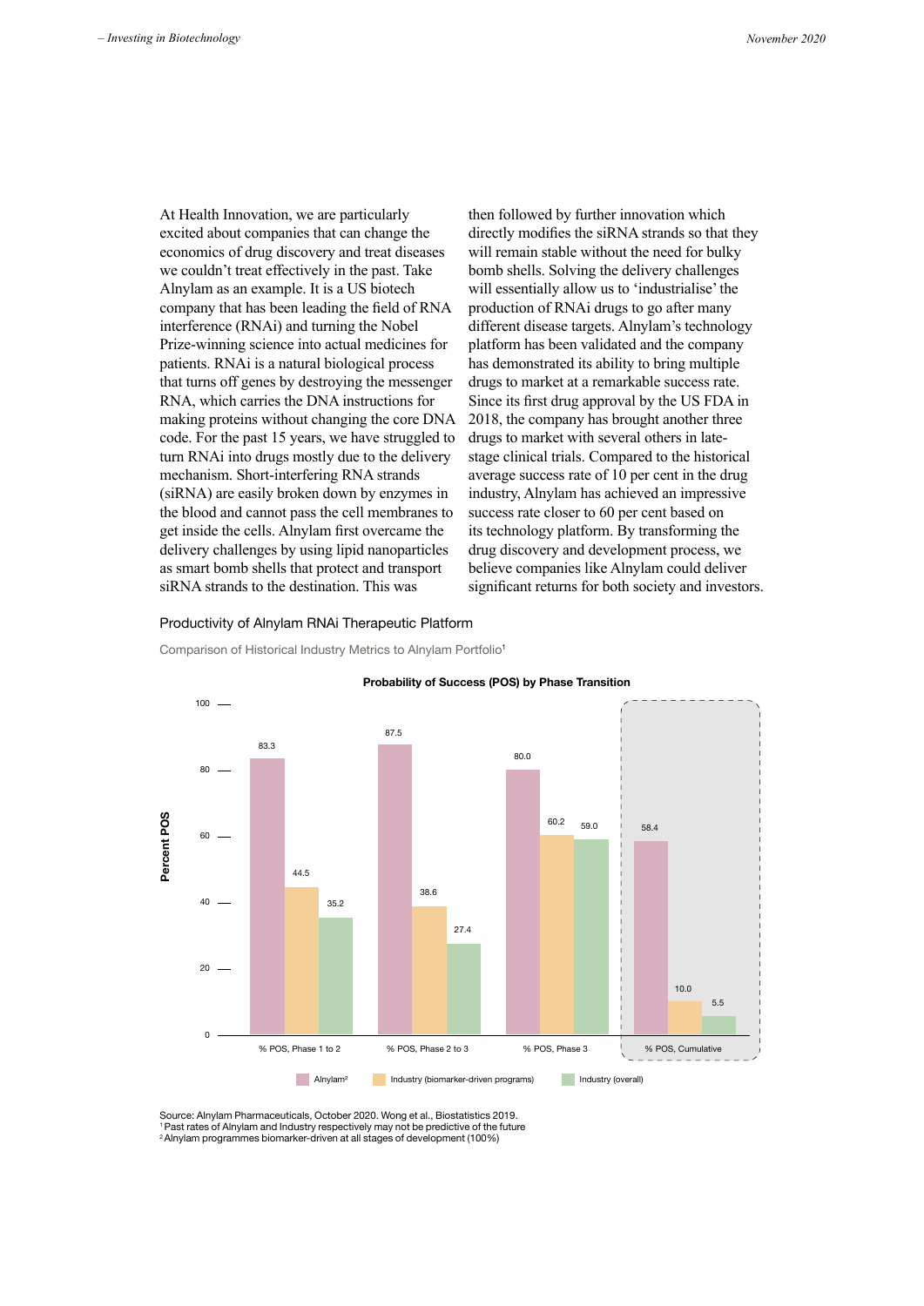At Health Innovation, we are particularly excited about companies that can change the economics of drug discovery and treat diseases we couldn't treat effectively in the past. Take Alnylam as an example. It is a US biotech company that has been leading the field of RNA interference (RNAi) and turning the Nobel Prize-winning science into actual medicines for patients. RNAi is a natural biological process that turns off genes by destroying the messenger RNA, which carries the DNA instructions for making proteins without changing the core DNA code. For the past 15 years, we have struggled to turn RNAi into drugs mostly due to the delivery mechanism. Short-interfering RNA strands (siRNA) are easily broken down by enzymes in the blood and cannot pass the cell membranes to get inside the cells. Alnylam first overcame the delivery challenges by using lipid nanoparticles as smart bomb shells that protect and transport siRNA strands to the destination. This was then followed by further innovation which directly modifies the siRNA strands so that they will remain stable without the need for bulky bomb shells. Solving the delivery challenges will essentially allow us to 'industrialise' the production of RNAi drugs to go after many different disease targets. Alnylam's technology platform has been validated and the company has demonstrated its ability to bring multiple drugs to market at a remarkable success rate. Since its first drug approval by the US FDA in 2018, the company has brought another three drugs to market with several others in late-stage clinical trials. Compared to the historical average success rate of 10 per cent in the drug industry, Alnylam has achieved an impressive success rate closer to 60 per cent based on its technology platform. By transforming the drug discovery and development process, we believe companies like Alnylam could deliver significant returns for both society and investors.

### Productivity of Alnylam RNAi Therapeutic Platform

Comparison of Historical Industry Metrics to Alnylam Portfolio[1]

**Probability of Success (POS) by Phase Transition**

| Percent POS | Alnylam[2] | Industry (biomarker-driven programs) | Industry (overall) |
|---|---|---|---|
| % POS, Phase 1 to 2 | 83.3 | 44.5 | 35.2 |
| % POS, Phase 2 to 3 | 87.5 | 38.6 | 27.4 |
| % POS, Phase 3 | 80.0 | 60.2 | 59.0 |
| % POS, Cumulative | 58.4 | 10.0 | 5.5 |

Source: Alnylam Pharmaceuticals, October 2020. Wong et al., Biostatistics 2019.
[1] Past rates of Alnylam and Industry respectively may not be predictive of the future
[2] Alnylam programmes biomarker-driven at all stages of development (100%)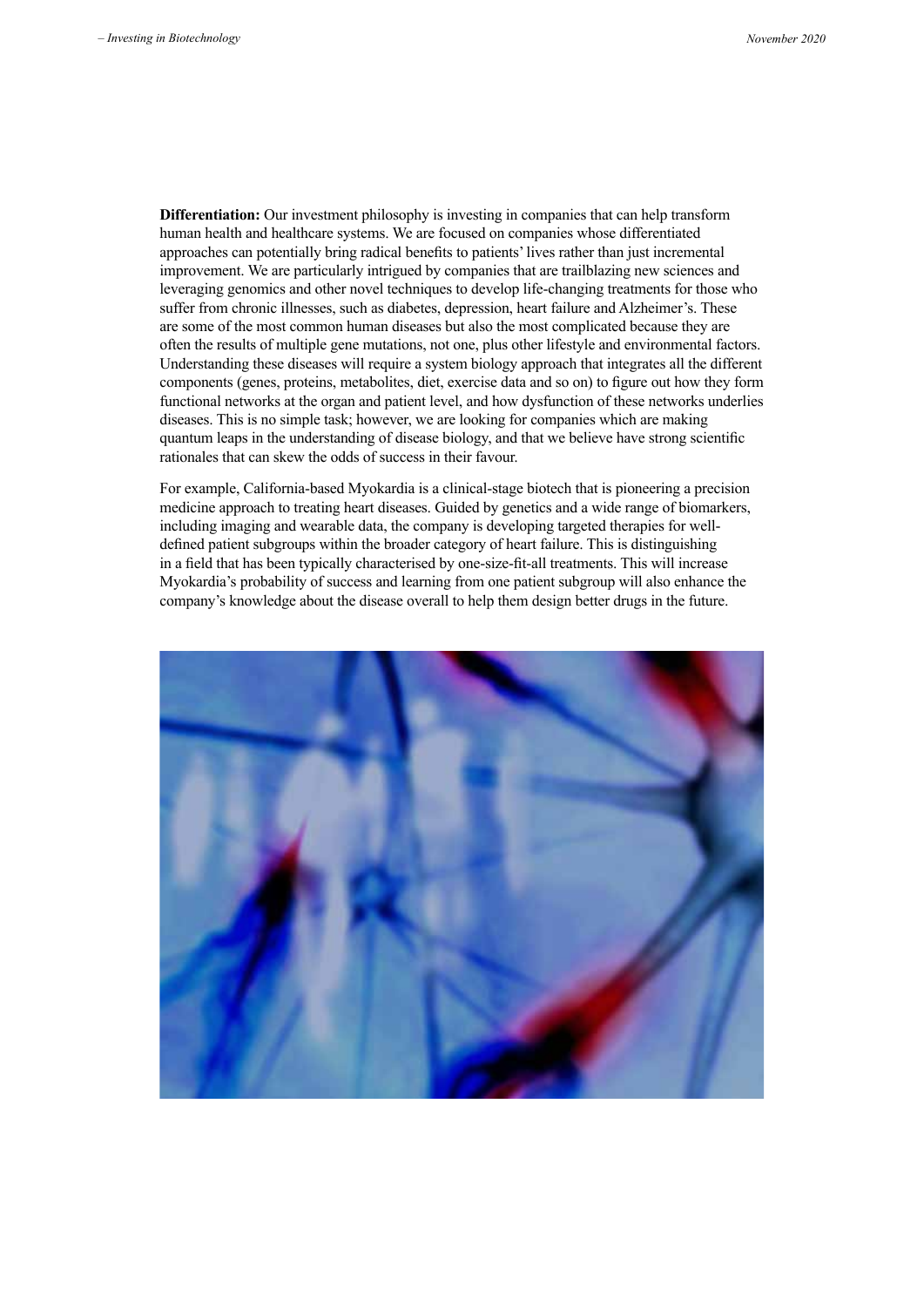**Differentiation:** Our investment philosophy is investing in companies that can help transform human health and healthcare systems. We are focused on companies whose differentiated approaches can potentially bring radical benefits to patients' lives rather than just incremental improvement. We are particularly intrigued by companies that are trailblazing new sciences and leveraging genomics and other novel techniques to develop life-changing treatments for those who suffer from chronic illnesses, such as diabetes, depression, heart failure and Alzheimer's. These are some of the most common human diseases but also the most complicated because they are often the results of multiple gene mutations, not one, plus other lifestyle and environmental factors. Understanding these diseases will require a system biology approach that integrates all the different components (genes, proteins, metabolites, diet, exercise data and so on) to figure out how they form functional networks at the organ and patient level, and how dysfunction of these networks underlies diseases. This is no simple task; however, we are looking for companies which are making quantum leaps in the understanding of disease biology, and that we believe have strong scientific rationales that can skew the odds of success in their favour.

For example, California-based Myokardia is a clinical-stage biotech that is pioneering a precision medicine approach to treating heart diseases. Guided by genetics and a wide range of biomarkers, including imaging and wearable data, the company is developing targeted therapies for well-defined patient subgroups within the broader category of heart failure. This is distinguishing in a field that has been typically characterised by one-size-fit-all treatments. This will increase Myokardia's probability of success and learning from one patient subgroup will also enhance the company's knowledge about the disease overall to help them design better drugs in the future.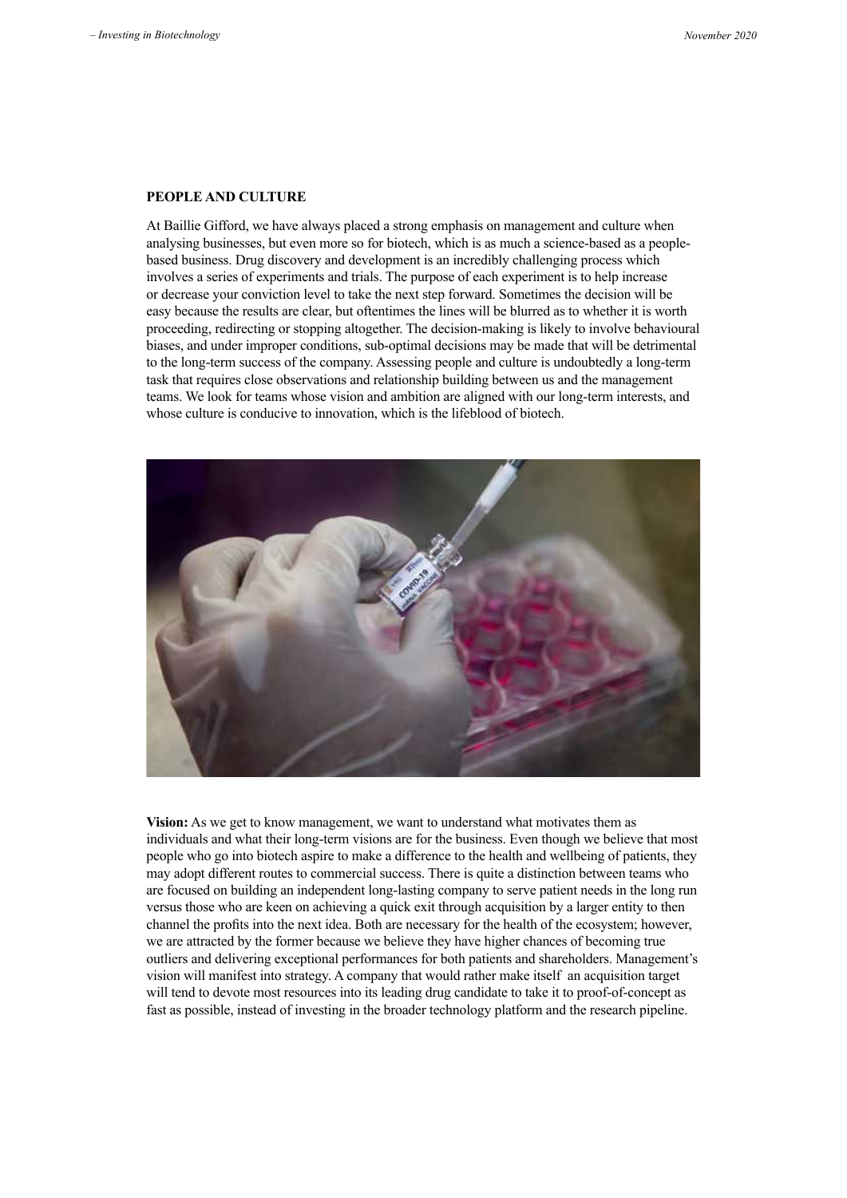## PEOPLE AND CULTURE

At Baillie Gifford, we have always placed a strong emphasis on management and culture when analysing businesses, but even more so for biotech, which is as much a science-based as a people-based business. Drug discovery and development is an incredibly challenging process which involves a series of experiments and trials. The purpose of each experiment is to help increase or decrease your conviction level to take the next step forward. Sometimes the decision will be easy because the results are clear, but oftentimes the lines will be blurred as to whether it is worth proceeding, redirecting or stopping altogether. The decision-making is likely to involve behavioural biases, and under improper conditions, sub-optimal decisions may be made that will be detrimental to the long-term success of the company. Assessing people and culture is undoubtedly a long-term task that requires close observations and relationship building between us and the management teams. We look for teams whose vision and ambition are aligned with our long-term interests, and whose culture is conducive to innovation, which is the lifeblood of biotech.

**Vision:** As we get to know management, we want to understand what motivates them as individuals and what their long-term visions are for the business. Even though we believe that most people who go into biotech aspire to make a difference to the health and wellbeing of patients, they may adopt different routes to commercial success. There is quite a distinction between teams who are focused on building an independent long-lasting company to serve patient needs in the long run versus those who are keen on achieving a quick exit through acquisition by a larger entity to then channel the profits into the next idea. Both are necessary for the health of the ecosystem; however, we are attracted by the former because we believe they have higher chances of becoming true outliers and delivering exceptional performances for both patients and shareholders. Management's vision will manifest into strategy. A company that would rather make itself an acquisition target will tend to devote most resources into its leading drug candidate to take it to proof-of-concept as fast as possible, instead of investing in the broader technology platform and the research pipeline.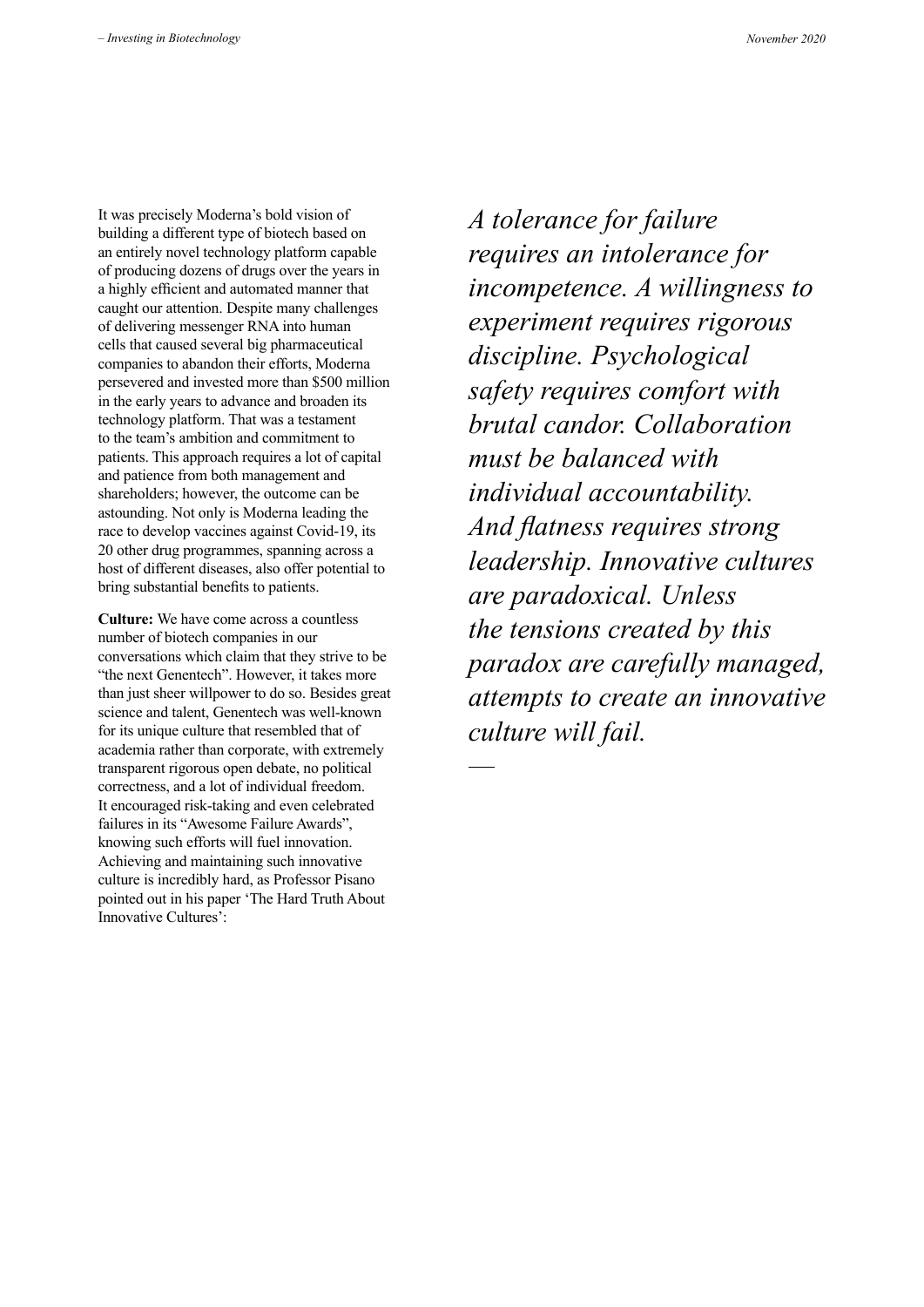It was precisely Moderna's bold vision of building a different type of biotech based on an entirely novel technology platform capable of producing dozens of drugs over the years in a highly efficient and automated manner that caught our attention. Despite many challenges of delivering messenger RNA into human cells that caused several big pharmaceutical companies to abandon their efforts, Moderna persevered and invested more than $500 million in the early years to advance and broaden its technology platform. That was a testament to the team's ambition and commitment to patients. This approach requires a lot of capital and patience from both management and shareholders; however, the outcome can be astounding. Not only is Moderna leading the race to develop vaccines against Covid-19, its 20 other drug programmes, spanning across a host of different diseases, also offer potential to bring substantial benefits to patients.

**Culture:** We have come across a countless number of biotech companies in our conversations which claim that they strive to be "the next Genentech". However, it takes more than just sheer willpower to do so. Besides great science and talent, Genentech was well-known for its unique culture that resembled that of academia rather than corporate, with extremely transparent rigorous open debate, no political correctness, and a lot of individual freedom. It encouraged risk-taking and even celebrated failures in its "Awesome Failure Awards", knowing such efforts will fuel innovation. Achieving and maintaining such innovative culture is incredibly hard, as Professor Pisano pointed out in his paper 'The Hard Truth About Innovative Cultures':

> *A tolerance for failure requires an intolerance for incompetence. A willingness to experiment requires rigorous discipline. Psychological safety requires comfort with brutal candor. Collaboration must be balanced with individual accountability. And flatness requires strong leadership. Innovative cultures are paradoxical. Unless the tensions created by this paradox are carefully managed, attempts to create an innovative culture will fail.*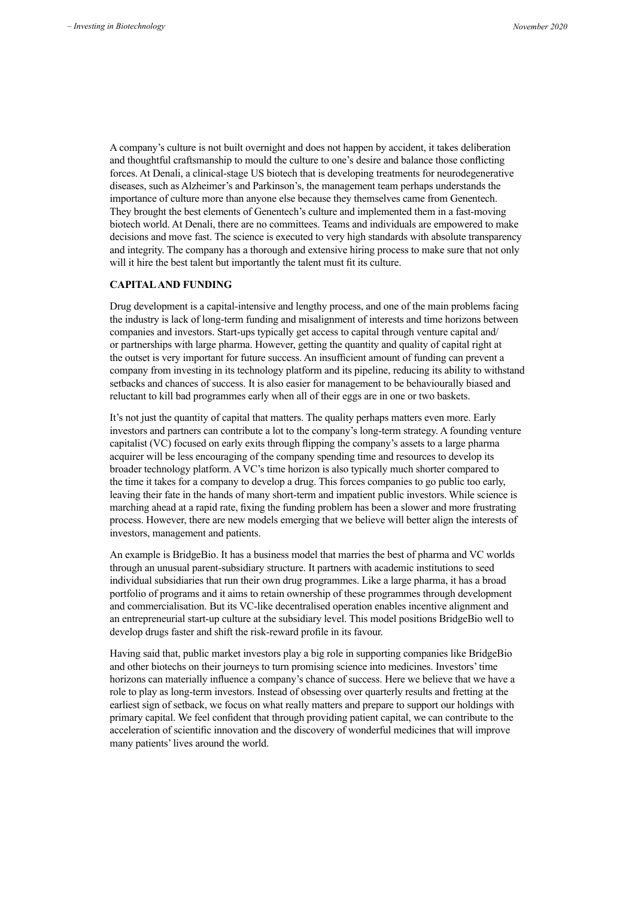A company's culture is not built overnight and does not happen by accident, it takes deliberation and thoughtful craftsmanship to mould the culture to one's desire and balance those conflicting forces. At Denali, a clinical-stage US biotech that is developing treatments for neurodegenerative diseases, such as Alzheimer's and Parkinson's, the management team perhaps understands the importance of culture more than anyone else because they themselves came from Genentech. They brought the best elements of Genentech's culture and implemented them in a fast-moving biotech world. At Denali, there are no committees. Teams and individuals are empowered to make decisions and move fast. The science is executed to very high standards with absolute transparency and integrity. The company has a thorough and extensive hiring process to make sure that not only will it hire the best talent but importantly the talent must fit its culture.

**CAPITAL AND FUNDING**

Drug development is a capital-intensive and lengthy process, and one of the main problems facing the industry is lack of long-term funding and misalignment of interests and time horizons between companies and investors. Start-ups typically get access to capital through venture capital and/or partnerships with large pharma. However, getting the quantity and quality of capital right at the outset is very important for future success. An insufficient amount of funding can prevent a company from investing in its technology platform and its pipeline, reducing its ability to withstand setbacks and chances of success. It is also easier for management to be behaviourally biased and reluctant to kill bad programmes early when all of their eggs are in one or two baskets.

It's not just the quantity of capital that matters. The quality perhaps matters even more. Early investors and partners can contribute a lot to the company's long-term strategy. A founding venture capitalist (VC) focused on early exits through flipping the company's assets to a large pharma acquirer will be less encouraging of the company spending time and resources to develop its broader technology platform. A VC's time horizon is also typically much shorter compared to the time it takes for a company to develop a drug. This forces companies to go public too early, leaving their fate in the hands of many short-term and impatient public investors. While science is marching ahead at a rapid rate, fixing the funding problem has been a slower and more frustrating process. However, there are new models emerging that we believe will better align the interests of investors, management and patients.

An example is BridgeBio. It has a business model that marries the best of pharma and VC worlds through an unusual parent-subsidiary structure. It partners with academic institutions to seed individual subsidiaries that run their own drug programmes. Like a large pharma, it has a broad portfolio of programs and it aims to retain ownership of these programmes through development and commercialisation. But its VC-like decentralised operation enables incentive alignment and an entrepreneurial start-up culture at the subsidiary level. This model positions BridgeBio well to develop drugs faster and shift the risk-reward profile in its favour.

Having said that, public market investors play a big role in supporting companies like BridgeBio and other biotechs on their journeys to turn promising science into medicines. Investors' time horizons can materially influence a company's chance of success. Here we believe that we have a role to play as long-term investors. Instead of obsessing over quarterly results and fretting at the earliest sign of setback, we focus on what really matters and prepare to support our holdings with primary capital. We feel confident that through providing patient capital, we can contribute to the acceleration of scientific innovation and the discovery of wonderful medicines that will improve many patients' lives around the world.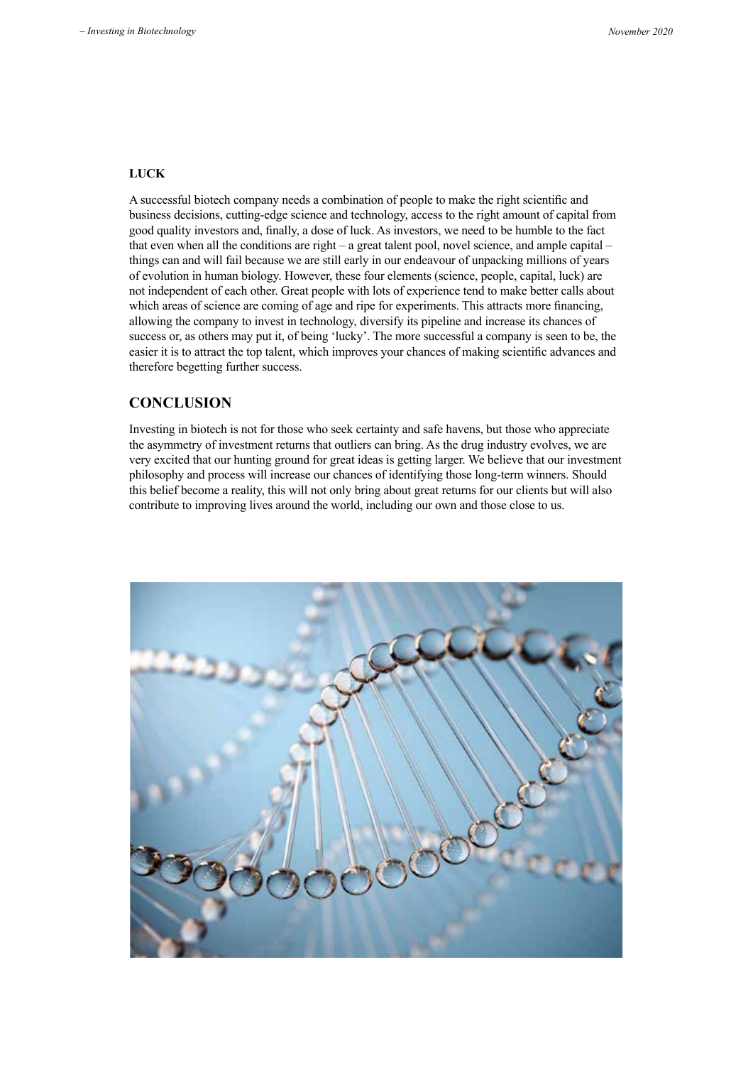**LUCK**

A successful biotech company needs a combination of people to make the right scientific and business decisions, cutting-edge science and technology, access to the right amount of capital from good quality investors and, finally, a dose of luck. As investors, we need to be humble to the fact that even when all the conditions are right – a great talent pool, novel science, and ample capital – things can and will fail because we are still early in our endeavour of unpacking millions of years of evolution in human biology. However, these four elements (science, people, capital, luck) are not independent of each other. Great people with lots of experience tend to make better calls about which areas of science are coming of age and ripe for experiments. This attracts more financing, allowing the company to invest in technology, diversify its pipeline and increase its chances of success or, as others may put it, of being 'lucky'. The more successful a company is seen to be, the easier it is to attract the top talent, which improves your chances of making scientific advances and therefore begetting further success.

## CONCLUSION

Investing in biotech is not for those who seek certainty and safe havens, but those who appreciate the asymmetry of investment returns that outliers can bring. As the drug industry evolves, we are very excited that our hunting ground for great ideas is getting larger. We believe that our investment philosophy and process will increase our chances of identifying those long-term winners. Should this belief become a reality, this will not only bring about great returns for our clients but will also contribute to improving lives around the world, including our own and those close to us.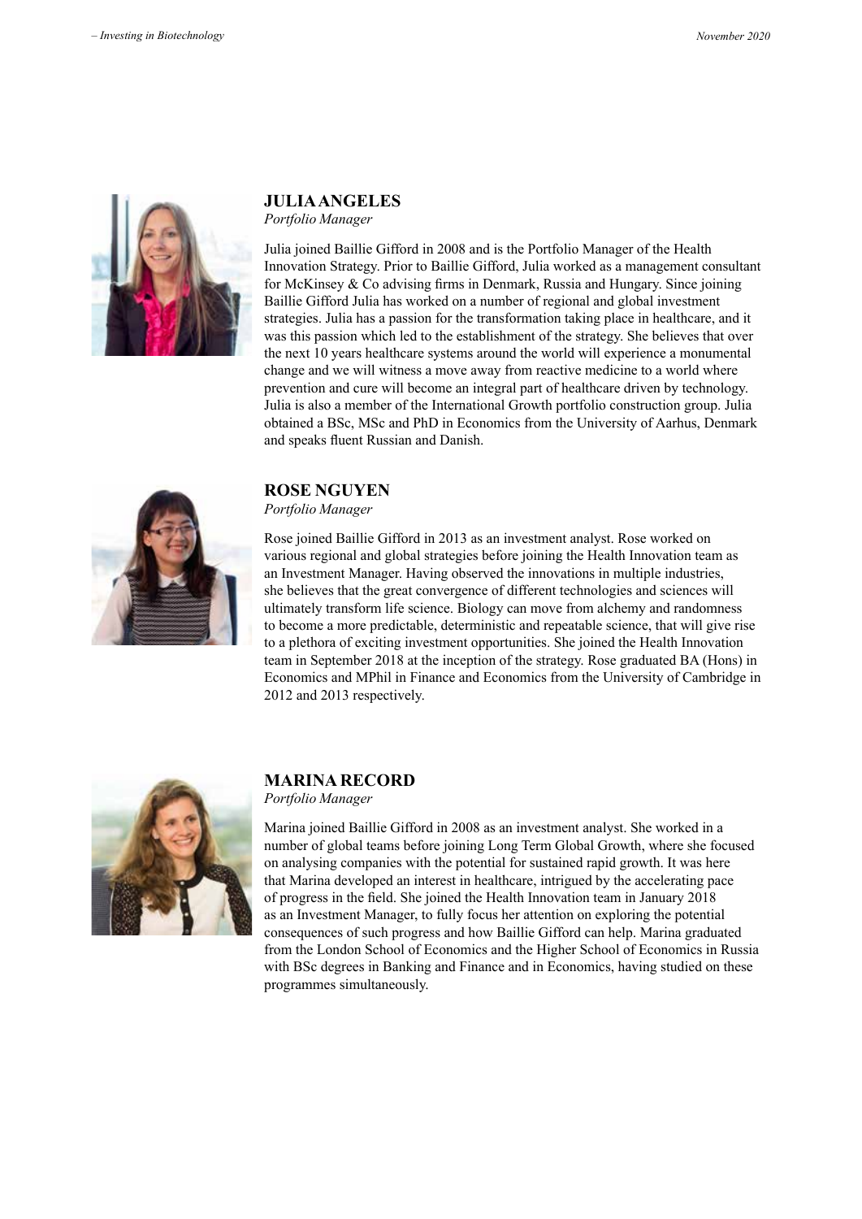## JULIA ANGELES

*Portfolio Manager*

Julia joined Baillie Gifford in 2008 and is the Portfolio Manager of the Health Innovation Strategy. Prior to Baillie Gifford, Julia worked as a management consultant for McKinsey & Co advising firms in Denmark, Russia and Hungary. Since joining Baillie Gifford Julia has worked on a number of regional and global investment strategies. Julia has a passion for the transformation taking place in healthcare, and it was this passion which led to the establishment of the strategy. She believes that over the next 10 years healthcare systems around the world will experience a monumental change and we will witness a move away from reactive medicine to a world where prevention and cure will become an integral part of healthcare driven by technology. Julia is also a member of the International Growth portfolio construction group. Julia obtained a BSc, MSc and PhD in Economics from the University of Aarhus, Denmark and speaks fluent Russian and Danish.

## ROSE NGUYEN

*Portfolio Manager*

Rose joined Baillie Gifford in 2013 as an investment analyst. Rose worked on various regional and global strategies before joining the Health Innovation team as an Investment Manager. Having observed the innovations in multiple industries, she believes that the great convergence of different technologies and sciences will ultimately transform life science. Biology can move from alchemy and randomness to become a more predictable, deterministic and repeatable science, that will give rise to a plethora of exciting investment opportunities. She joined the Health Innovation team in September 2018 at the inception of the strategy. Rose graduated BA (Hons) in Economics and MPhil in Finance and Economics from the University of Cambridge in 2012 and 2013 respectively.

## MARINA RECORD

*Portfolio Manager*

Marina joined Baillie Gifford in 2008 as an investment analyst. She worked in a number of global teams before joining Long Term Global Growth, where she focused on analysing companies with the potential for sustained rapid growth. It was here that Marina developed an interest in healthcare, intrigued by the accelerating pace of progress in the field. She joined the Health Innovation team in January 2018 as an Investment Manager, to fully focus her attention on exploring the potential consequences of such progress and how Baillie Gifford can help. Marina graduated from the London School of Economics and the Higher School of Economics in Russia with BSc degrees in Banking and Finance and in Economics, having studied on these programmes simultaneously.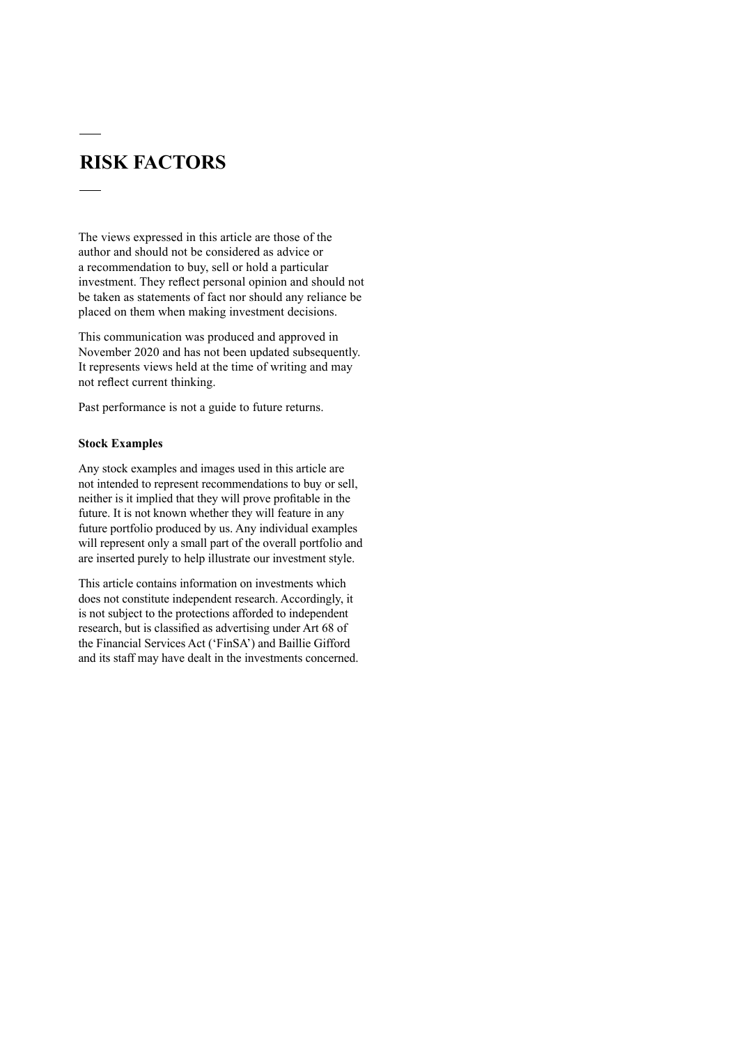# RISK FACTORS

The views expressed in this article are those of the author and should not be considered as advice or a recommendation to buy, sell or hold a particular investment. They reflect personal opinion and should not be taken as statements of fact nor should any reliance be placed on them when making investment decisions.

This communication was produced and approved in November 2020 and has not been updated subsequently. It represents views held at the time of writing and may not reflect current thinking.

Past performance is not a guide to future returns.

**Stock Examples**

Any stock examples and images used in this article are not intended to represent recommendations to buy or sell, neither is it implied that they will prove profitable in the future. It is not known whether they will feature in any future portfolio produced by us. Any individual examples will represent only a small part of the overall portfolio and are inserted purely to help illustrate our investment style.

This article contains information on investments which does not constitute independent research. Accordingly, it is not subject to the protections afforded to independent research, but is classified as advertising under Art 68 of the Financial Services Act ('FinSA') and Baillie Gifford and its staff may have dealt in the investments concerned.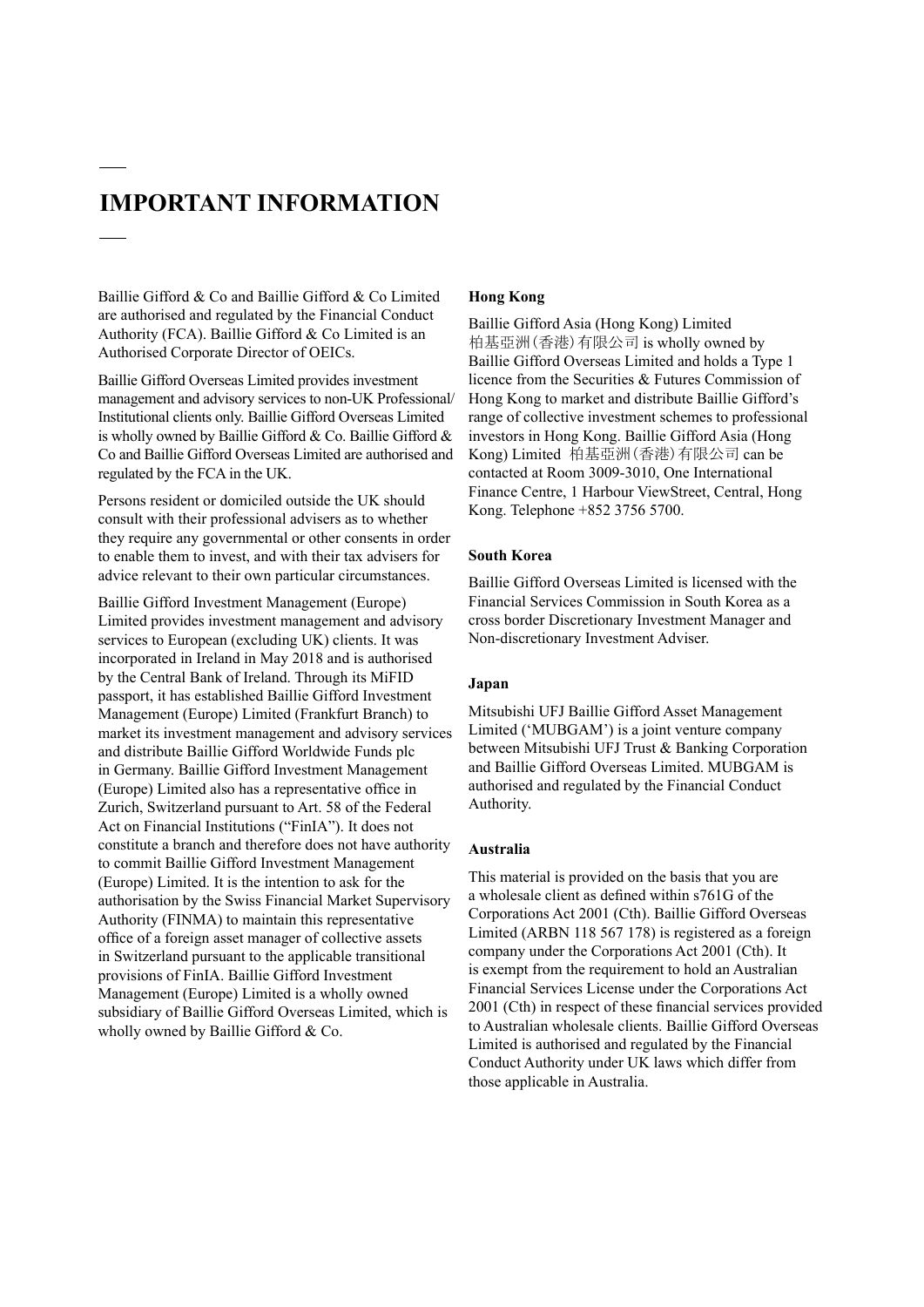# IMPORTANT INFORMATION

Baillie Gifford & Co and Baillie Gifford & Co Limited are authorised and regulated by the Financial Conduct Authority (FCA). Baillie Gifford & Co Limited is an Authorised Corporate Director of OEICs.

Baillie Gifford Overseas Limited provides investment management and advisory services to non-UK Professional/ Institutional clients only. Baillie Gifford Overseas Limited is wholly owned by Baillie Gifford & Co. Baillie Gifford & Co and Baillie Gifford Overseas Limited are authorised and regulated by the FCA in the UK.

Persons resident or domiciled outside the UK should consult with their professional advisers as to whether they require any governmental or other consents in order to enable them to invest, and with their tax advisers for advice relevant to their own particular circumstances.

Baillie Gifford Investment Management (Europe) Limited provides investment management and advisory services to European (excluding UK) clients. It was incorporated in Ireland in May 2018 and is authorised by the Central Bank of Ireland. Through its MiFID passport, it has established Baillie Gifford Investment Management (Europe) Limited (Frankfurt Branch) to market its investment management and advisory services and distribute Baillie Gifford Worldwide Funds plc in Germany. Baillie Gifford Investment Management (Europe) Limited also has a representative office in Zurich, Switzerland pursuant to Art. 58 of the Federal Act on Financial Institutions ("FinIA"). It does not constitute a branch and therefore does not have authority to commit Baillie Gifford Investment Management (Europe) Limited. It is the intention to ask for the authorisation by the Swiss Financial Market Supervisory Authority (FINMA) to maintain this representative office of a foreign asset manager of collective assets in Switzerland pursuant to the applicable transitional provisions of FinIA. Baillie Gifford Investment Management (Europe) Limited is a wholly owned subsidiary of Baillie Gifford Overseas Limited, which is wholly owned by Baillie Gifford & Co.

**Hong Kong**

Baillie Gifford Asia (Hong Kong) Limited 柏基亞洲(香港)有限公司 is wholly owned by Baillie Gifford Overseas Limited and holds a Type 1 licence from the Securities & Futures Commission of Hong Kong to market and distribute Baillie Gifford's range of collective investment schemes to professional investors in Hong Kong. Baillie Gifford Asia (Hong Kong) Limited 柏基亞洲(香港)有限公司 can be contacted at Room 3009-3010, One International Finance Centre, 1 Harbour ViewStreet, Central, Hong Kong. Telephone +852 3756 5700.

**South Korea**

Baillie Gifford Overseas Limited is licensed with the Financial Services Commission in South Korea as a cross border Discretionary Investment Manager and Non-discretionary Investment Adviser.

**Japan**

Mitsubishi UFJ Baillie Gifford Asset Management Limited ('MUBGAM') is a joint venture company between Mitsubishi UFJ Trust & Banking Corporation and Baillie Gifford Overseas Limited. MUBGAM is authorised and regulated by the Financial Conduct Authority.

**Australia**

This material is provided on the basis that you are a wholesale client as defined within s761G of the Corporations Act 2001 (Cth). Baillie Gifford Overseas Limited (ARBN 118 567 178) is registered as a foreign company under the Corporations Act 2001 (Cth). It is exempt from the requirement to hold an Australian Financial Services License under the Corporations Act 2001 (Cth) in respect of these financial services provided to Australian wholesale clients. Baillie Gifford Overseas Limited is authorised and regulated by the Financial Conduct Authority under UK laws which differ from those applicable in Australia.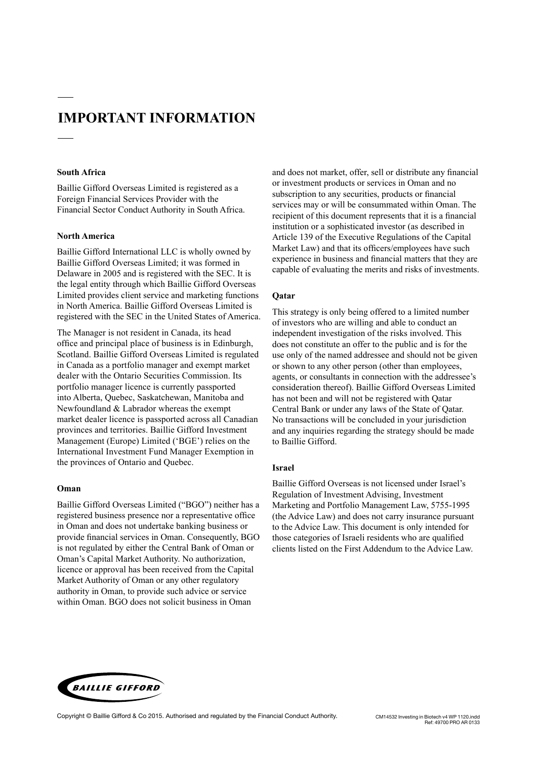# IMPORTANT INFORMATION

### South Africa

Baillie Gifford Overseas Limited is registered as a Foreign Financial Services Provider with the Financial Sector Conduct Authority in South Africa.

### North America

Baillie Gifford International LLC is wholly owned by Baillie Gifford Overseas Limited; it was formed in Delaware in 2005 and is registered with the SEC. It is the legal entity through which Baillie Gifford Overseas Limited provides client service and marketing functions in North America. Baillie Gifford Overseas Limited is registered with the SEC in the United States of America.

The Manager is not resident in Canada, its head office and principal place of business is in Edinburgh, Scotland. Baillie Gifford Overseas Limited is regulated in Canada as a portfolio manager and exempt market dealer with the Ontario Securities Commission. Its portfolio manager licence is currently passported into Alberta, Quebec, Saskatchewan, Manitoba and Newfoundland & Labrador whereas the exempt market dealer licence is passported across all Canadian provinces and territories. Baillie Gifford Investment Management (Europe) Limited ('BGE') relies on the International Investment Fund Manager Exemption in the provinces of Ontario and Quebec.

### Oman

Baillie Gifford Overseas Limited ("BGO") neither has a registered business presence nor a representative office in Oman and does not undertake banking business or provide financial services in Oman. Consequently, BGO is not regulated by either the Central Bank of Oman or Oman's Capital Market Authority. No authorization, licence or approval has been received from the Capital Market Authority of Oman or any other regulatory authority in Oman, to provide such advice or service within Oman. BGO does not solicit business in Oman and does not market, offer, sell or distribute any financial or investment products or services in Oman and no subscription to any securities, products or financial services may or will be consummated within Oman. The recipient of this document represents that it is a financial institution or a sophisticated investor (as described in Article 139 of the Executive Regulations of the Capital Market Law) and that its officers/employees have such experience in business and financial matters that they are capable of evaluating the merits and risks of investments.

### Qatar

This strategy is only being offered to a limited number of investors who are willing and able to conduct an independent investigation of the risks involved. This does not constitute an offer to the public and is for the use only of the named addressee and should not be given or shown to any other person (other than employees, agents, or consultants in connection with the addressee's consideration thereof). Baillie Gifford Overseas Limited has not been and will not be registered with Qatar Central Bank or under any laws of the State of Qatar. No transactions will be concluded in your jurisdiction and any inquiries regarding the strategy should be made to Baillie Gifford.

### Israel

Baillie Gifford Overseas is not licensed under Israel's Regulation of Investment Advising, Investment Marketing and Portfolio Management Law, 5755-1995 (the Advice Law) and does not carry insurance pursuant to the Advice Law. This document is only intended for those categories of Israeli residents who are qualified clients listed on the First Addendum to the Advice Law.

Copyright © Baillie Gifford & Co 2015. Authorised and regulated by the Financial Conduct Authority.

CM14532 Investing in Biotech v4 WP 1120.indd
Ref: 49700 PRO AR 0133